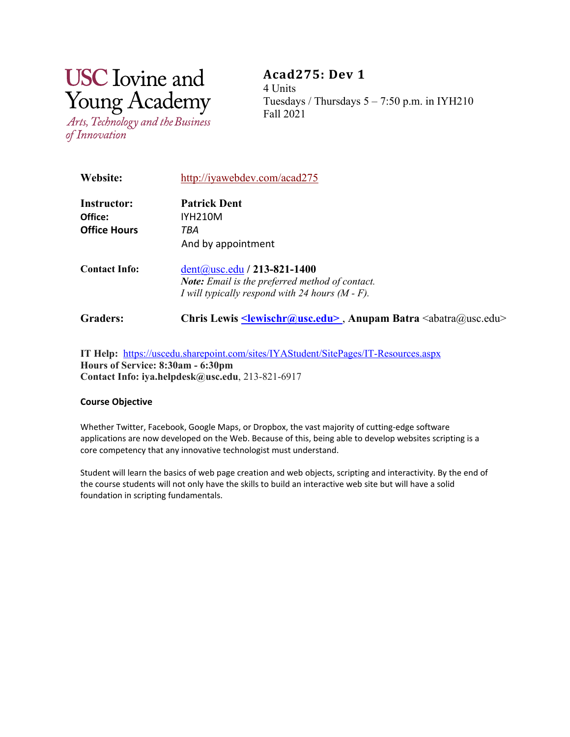USC Iovine and Young Academy
*Arts, Technology and the Business of Innovation*

# Acad275: Dev 1

4 Units
Tuesdays / Thursdays 5 – 7:50 p.m. in IYH210
Fall 2021

**Website:** http://iyawebdev.com/acad275

**Instructor:** **Patrick Dent**
**Office:** IYH210M
**Office Hours** *TBA*
And by appointment

**Contact Info:** dent@usc.edu / **213-821-1400**
***Note:*** *Email is the preferred method of contact.*
*I will typically respond with 24 hours (M - F).*

**Graders:** **Chris Lewis <lewischr@usc.edu>**, **Anupam Batra** <abatra@usc.edu>

**IT Help:** https://uscedu.sharepoint.com/sites/IYAStudent/SitePages/IT-Resources.aspx
**Hours of Service: 8:30am - 6:30pm**
**Contact Info: iya.helpdesk@usc.edu**, 213-821-6917

### Course Objective

Whether Twitter, Facebook, Google Maps, or Dropbox, the vast majority of cutting-edge software applications are now developed on the Web. Because of this, being able to develop websites scripting is a core competency that any innovative technologist must understand.

Student will learn the basics of web page creation and web objects, scripting and interactivity. By the end of the course students will not only have the skills to build an interactive web site but will have a solid foundation in scripting fundamentals.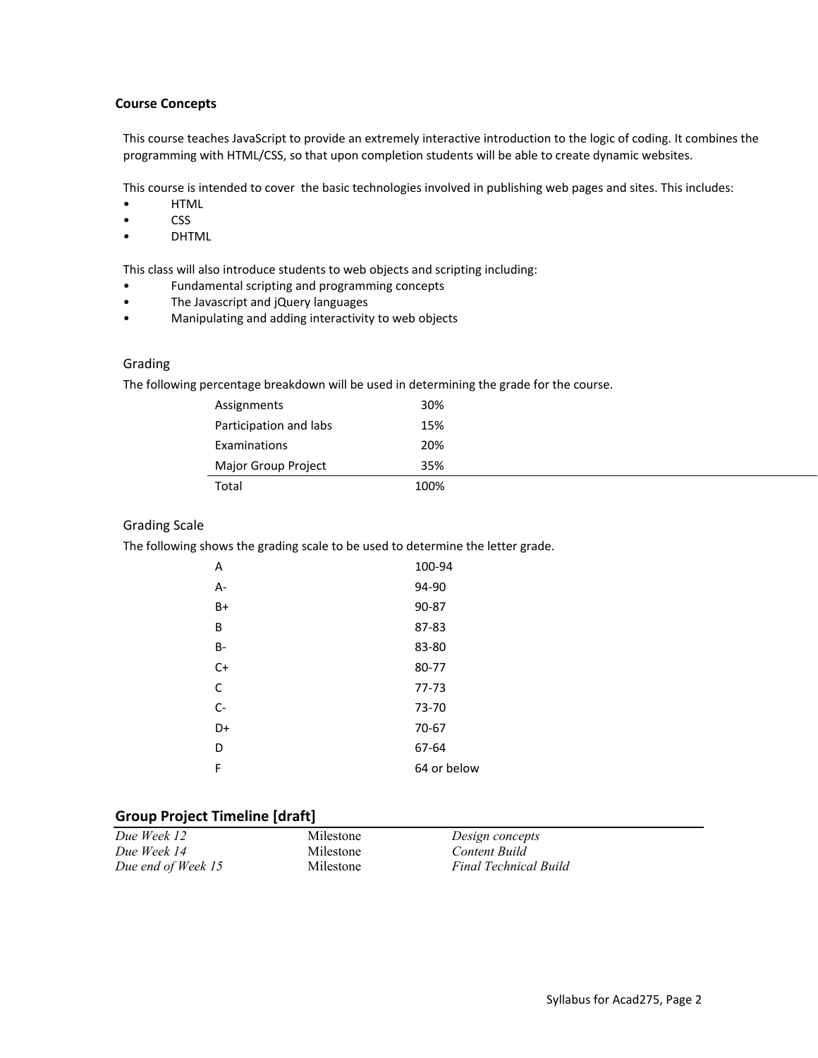### Course Concepts

This course teaches JavaScript to provide an extremely interactive introduction to the logic of coding. It combines the programming with HTML/CSS, so that upon completion students will be able to create dynamic websites.

This course is intended to cover  the basic technologies involved in publishing web pages and sites. This includes:

- HTML
- CSS
- DHTML

This class will also introduce students to web objects and scripting including:

- Fundamental scripting and programming concepts
- The Javascript and jQuery languages
- Manipulating and adding interactivity to web objects

#### Grading

The following percentage breakdown will be used in determining the grade for the course.

| | |
|---|---|
| Assignments | 30% |
| Participation and labs | 15% |
| Examinations | 20% |
| Major Group Project | 35% |
| Total | 100% |

#### Grading Scale

The following shows the grading scale to be used to determine the letter grade.

| | |
|---|---|
| A | 100-94 |
| A- | 94-90 |
| B+ | 90-87 |
| B | 87-83 |
| B- | 83-80 |
| C+ | 80-77 |
| C | 77-73 |
| C- | 73-70 |
| D+ | 70-67 |
| D | 67-64 |
| F | 64 or below |

### Group Project Timeline [draft]

| | | |
|---|---|---|
| *Due Week 12* | Milestone | *Design concepts* |
| *Due Week 14* | Milestone | *Content Build* |
| *Due end of Week 15* | Milestone | *Final Technical Build* |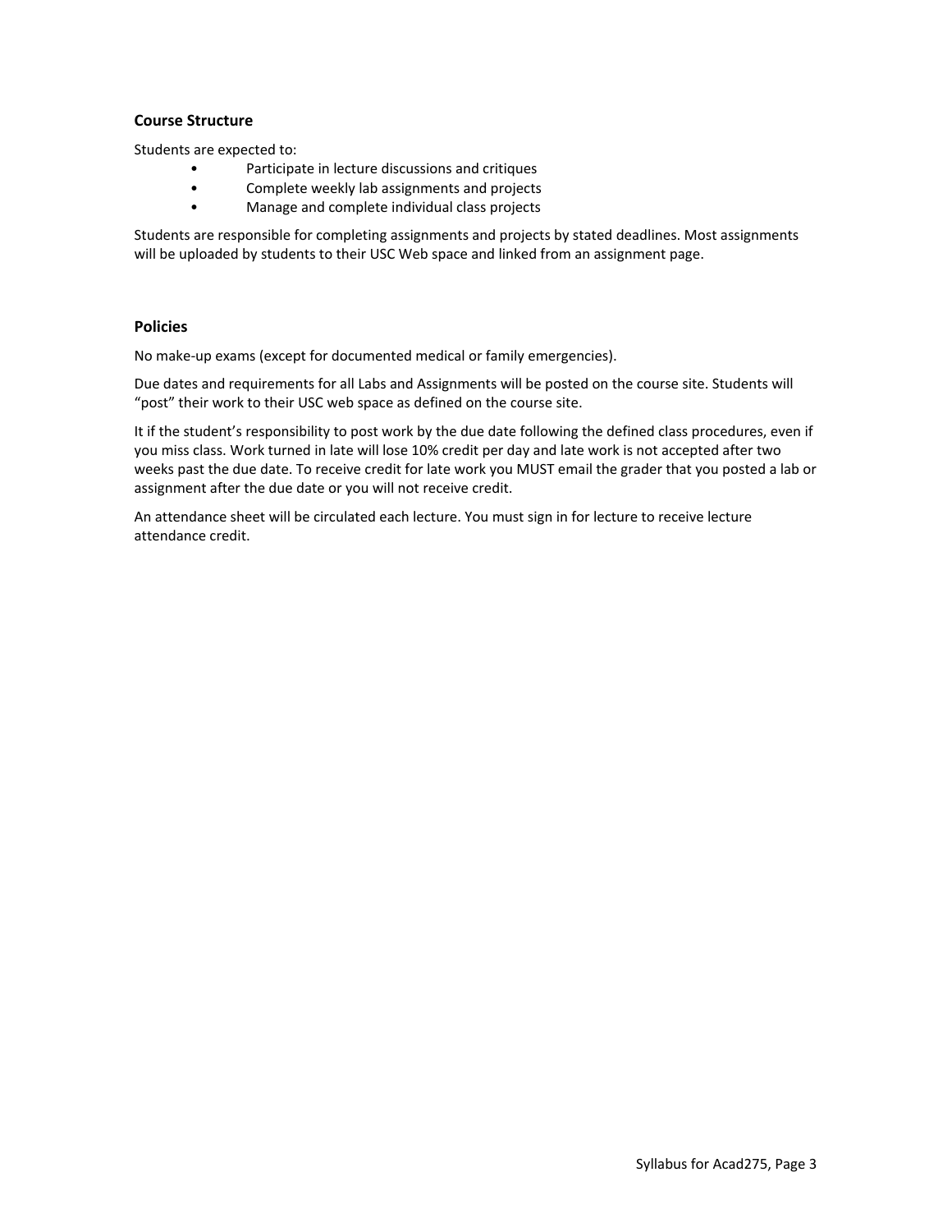### Course Structure

Students are expected to:

- Participate in lecture discussions and critiques
- Complete weekly lab assignments and projects
- Manage and complete individual class projects

Students are responsible for completing assignments and projects by stated deadlines. Most assignments will be uploaded by students to their USC Web space and linked from an assignment page.

### Policies

No make-up exams (except for documented medical or family emergencies).

Due dates and requirements for all Labs and Assignments will be posted on the course site. Students will "post" their work to their USC web space as defined on the course site.

It if the student's responsibility to post work by the due date following the defined class procedures, even if you miss class. Work turned in late will lose 10% credit per day and late work is not accepted after two weeks past the due date. To receive credit for late work you MUST email the grader that you posted a lab or assignment after the due date or you will not receive credit.

An attendance sheet will be circulated each lecture. You must sign in for lecture to receive lecture attendance credit.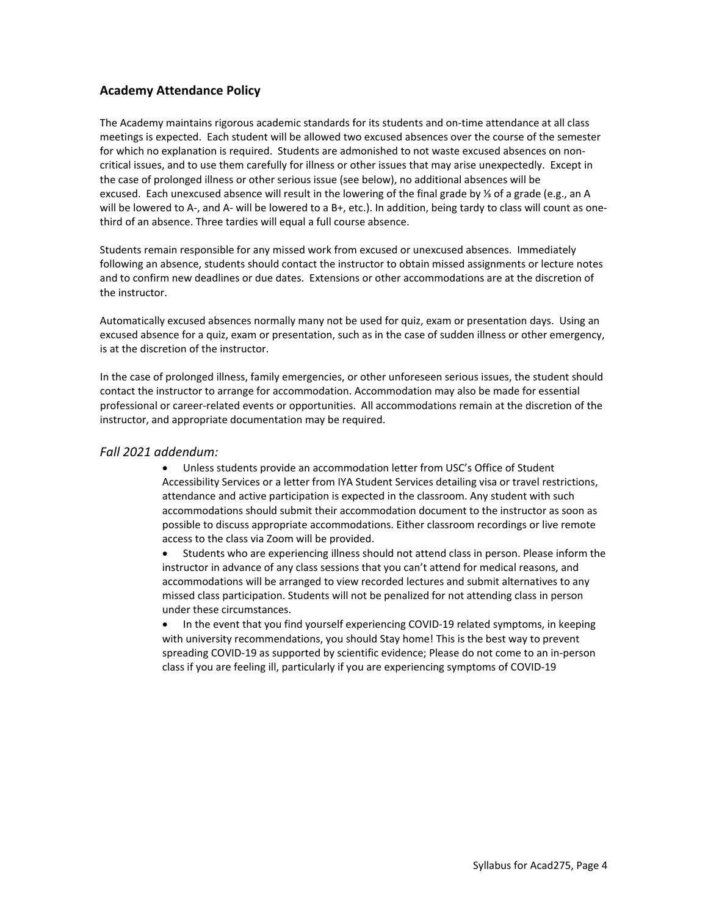## Academy Attendance Policy

The Academy maintains rigorous academic standards for its students and on-time attendance at all class meetings is expected. Each student will be allowed two excused absences over the course of the semester for which no explanation is required. Students are admonished to not waste excused absences on non-critical issues, and to use them carefully for illness or other issues that may arise unexpectedly. Except in the case of prolonged illness or other serious issue (see below), no additional absences will be excused. Each unexcused absence will result in the lowering of the final grade by ⅓ of a grade (e.g., an A will be lowered to A-, and A- will be lowered to a B+, etc.). In addition, being tardy to class will count as one-third of an absence. Three tardies will equal a full course absence.

Students remain responsible for any missed work from excused or unexcused absences. Immediately following an absence, students should contact the instructor to obtain missed assignments or lecture notes and to confirm new deadlines or due dates. Extensions or other accommodations are at the discretion of the instructor.

Automatically excused absences normally many not be used for quiz, exam or presentation days. Using an excused absence for a quiz, exam or presentation, such as in the case of sudden illness or other emergency, is at the discretion of the instructor.

In the case of prolonged illness, family emergencies, or other unforeseen serious issues, the student should contact the instructor to arrange for accommodation. Accommodation may also be made for essential professional or career-related events or opportunities. All accommodations remain at the discretion of the instructor, and appropriate documentation may be required.

### *Fall 2021 addendum:*

- Unless students provide an accommodation letter from USC's Office of Student Accessibility Services or a letter from IYA Student Services detailing visa or travel restrictions, attendance and active participation is expected in the classroom. Any student with such accommodations should submit their accommodation document to the instructor as soon as possible to discuss appropriate accommodations. Either classroom recordings or live remote access to the class via Zoom will be provided.
- Students who are experiencing illness should not attend class in person. Please inform the instructor in advance of any class sessions that you can't attend for medical reasons, and accommodations will be arranged to view recorded lectures and submit alternatives to any missed class participation. Students will not be penalized for not attending class in person under these circumstances.
- In the event that you find yourself experiencing COVID-19 related symptoms, in keeping with university recommendations, you should Stay home! This is the best way to prevent spreading COVID-19 as supported by scientific evidence; Please do not come to an in-person class if you are feeling ill, particularly if you are experiencing symptoms of COVID-19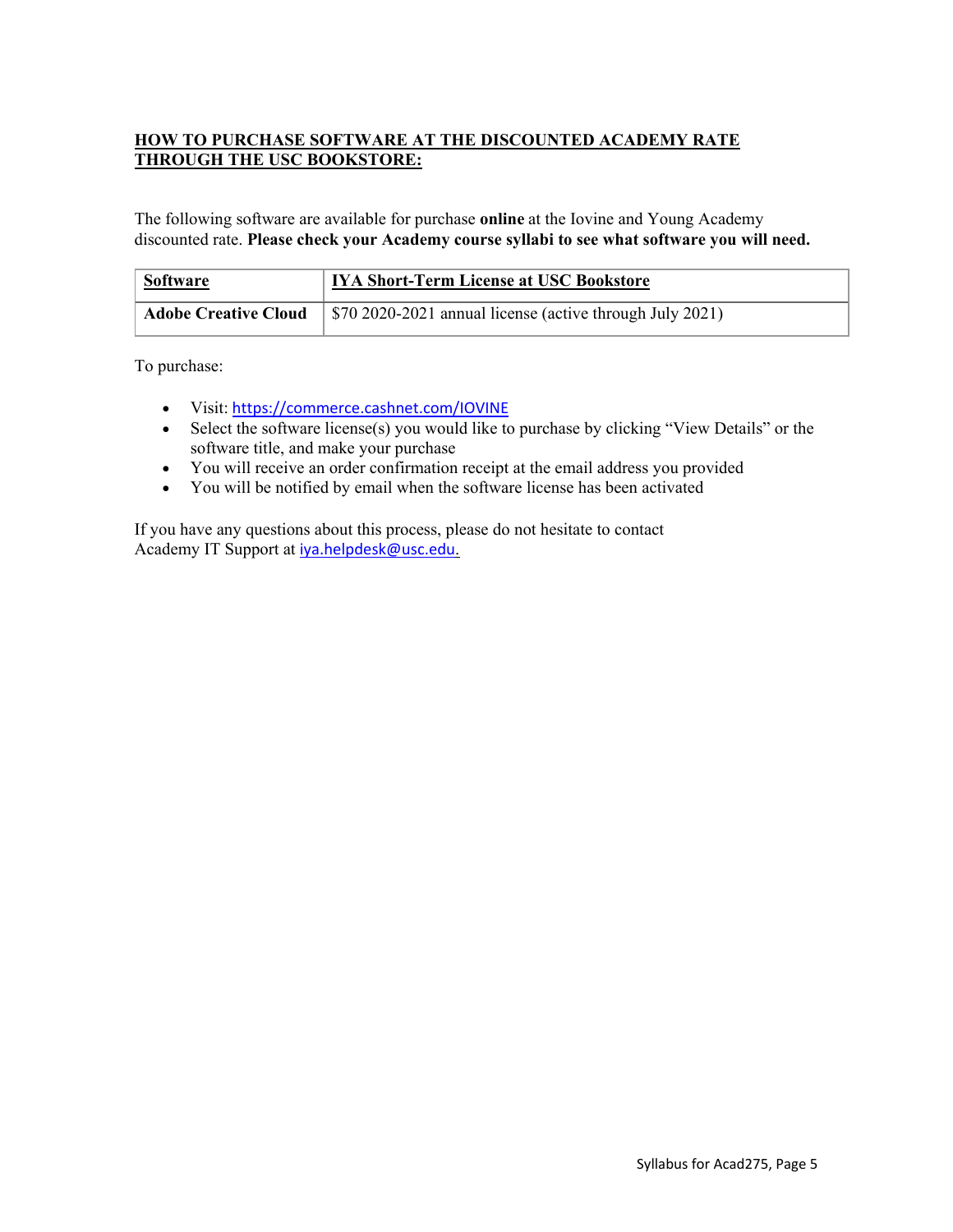**HOW TO PURCHASE SOFTWARE AT THE DISCOUNTED ACADEMY RATE THROUGH THE USC BOOKSTORE:**

The following software are available for purchase **online** at the Iovine and Young Academy discounted rate. **Please check your Academy course syllabi to see what software you will need.**

| Software | IYA Short-Term License at USC Bookstore |
| --- | --- |
| **Adobe Creative Cloud** | $70 2020-2021 annual license (active through July 2021) |

To purchase:

- Visit: https://commerce.cashnet.com/IOVINE
- Select the software license(s) you would like to purchase by clicking "View Details" or the software title, and make your purchase
- You will receive an order confirmation receipt at the email address you provided
- You will be notified by email when the software license has been activated

If you have any questions about this process, please do not hesitate to contact Academy IT Support at iya.helpdesk@usc.edu.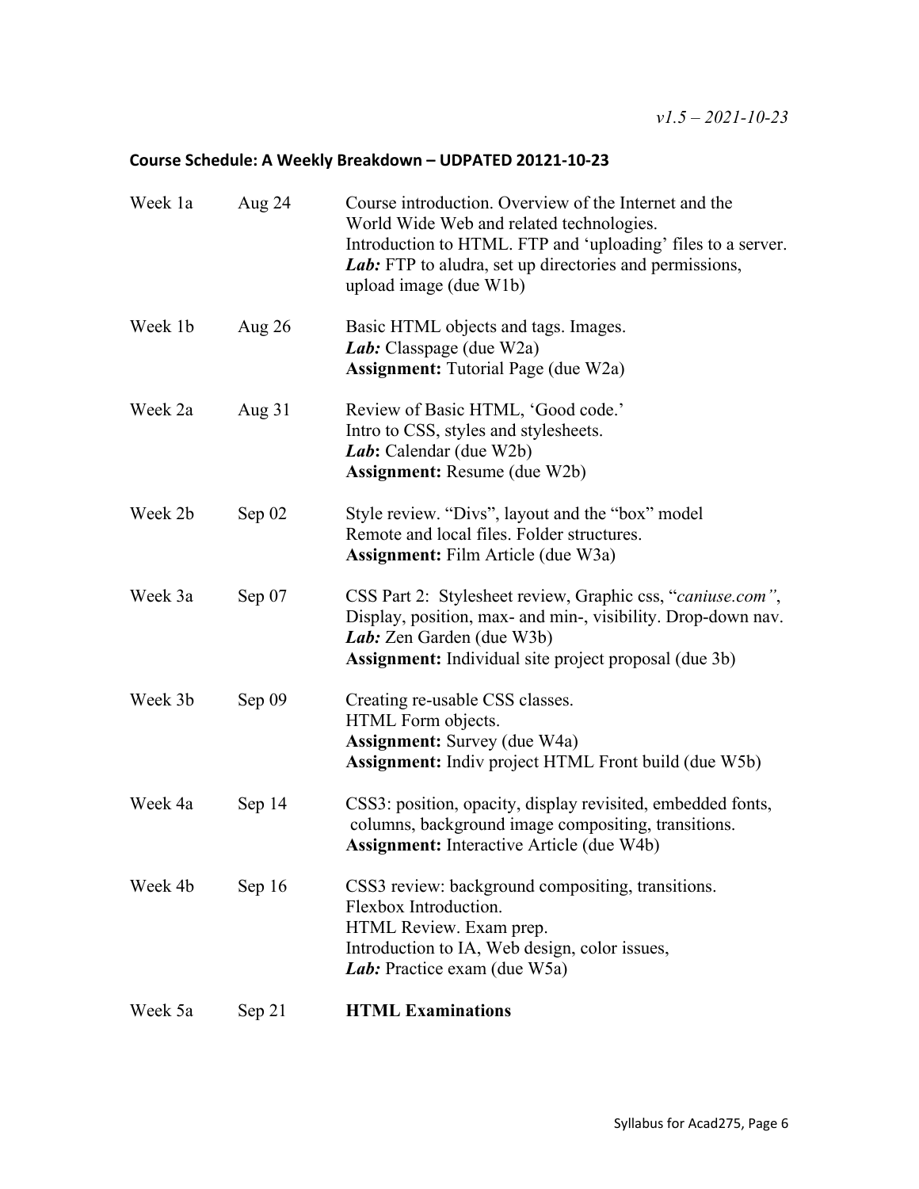*v1.5 – 2021-10-23*

## Course Schedule: A Weekly Breakdown – UDPATED 20121-10-23

| | | |
|---|---|---|
| Week 1a | Aug 24 | Course introduction. Overview of the Internet and the World Wide Web and related technologies.<br>Introduction to HTML. FTP and 'uploading' files to a server.<br>***Lab:*** FTP to aludra, set up directories and permissions, upload image (due W1b) |
| Week 1b | Aug 26 | Basic HTML objects and tags. Images.<br>***Lab:*** Classpage (due W2a)<br>**Assignment:** Tutorial Page (due W2a) |
| Week 2a | Aug 31 | Review of Basic HTML, 'Good code.'<br>Intro to CSS, styles and stylesheets.<br>***Lab*:** Calendar (due W2b)<br>**Assignment:** Resume (due W2b) |
| Week 2b | Sep 02 | Style review. "Divs", layout and the "box" model<br>Remote and local files. Folder structures.<br>**Assignment:** Film Article (due W3a) |
| Week 3a | Sep 07 | CSS Part 2: Stylesheet review, Graphic css, "*caniuse.com"*, Display, position, max- and min-, visibility. Drop-down nav.<br>***Lab:*** Zen Garden (due W3b)<br>**Assignment:** Individual site project proposal (due 3b) |
| Week 3b | Sep 09 | Creating re-usable CSS classes.<br>HTML Form objects.<br>**Assignment:** Survey (due W4a)<br>**Assignment:** Indiv project HTML Front build (due W5b) |
| Week 4a | Sep 14 | CSS3: position, opacity, display revisited, embedded fonts, columns, background image compositing, transitions.<br>**Assignment:** Interactive Article (due W4b) |
| Week 4b | Sep 16 | CSS3 review: background compositing, transitions.<br>Flexbox Introduction.<br>HTML Review. Exam prep.<br>Introduction to IA, Web design, color issues,<br>***Lab:*** Practice exam (due W5a) |
| Week 5a | Sep 21 | **HTML Examinations** |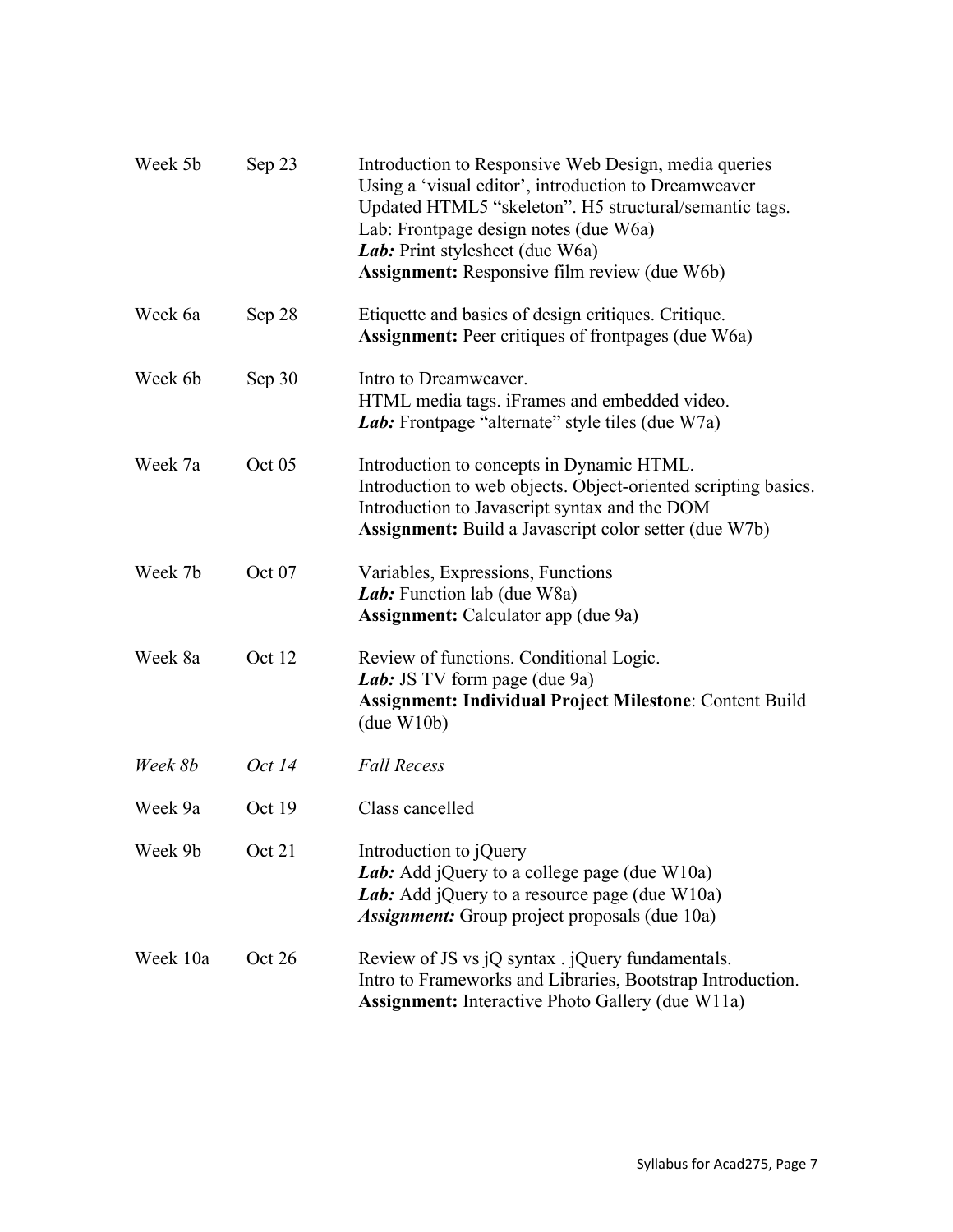| | | |
|---|---|---|
| Week 5b | Sep 23 | Introduction to Responsive Web Design, media queries<br>Using a 'visual editor', introduction to Dreamweaver<br>Updated HTML5 "skeleton". H5 structural/semantic tags.<br>Lab: Frontpage design notes (due W6a)<br>***Lab:*** Print stylesheet (due W6a)<br>**Assignment:** Responsive film review (due W6b) |
| Week 6a | Sep 28 | Etiquette and basics of design critiques. Critique.<br>**Assignment:** Peer critiques of frontpages (due W6a) |
| Week 6b | Sep 30 | Intro to Dreamweaver.<br>HTML media tags. iFrames and embedded video.<br>***Lab:*** Frontpage "alternate" style tiles (due W7a) |
| Week 7a | Oct 05 | Introduction to concepts in Dynamic HTML.<br>Introduction to web objects. Object-oriented scripting basics.<br>Introduction to Javascript syntax and the DOM<br>**Assignment:** Build a Javascript color setter (due W7b) |
| Week 7b | Oct 07 | Variables, Expressions, Functions<br>***Lab:*** Function lab (due W8a)<br>**Assignment:** Calculator app (due 9a) |
| Week 8a | Oct 12 | Review of functions. Conditional Logic.<br>***Lab:*** JS TV form page (due 9a)<br>**Assignment: Individual Project Milestone**: Content Build (due W10b) |
| *Week 8b* | *Oct 14* | *Fall Recess* |
| Week 9a | Oct 19 | Class cancelled |
| Week 9b | Oct 21 | Introduction to jQuery<br>***Lab:*** Add jQuery to a college page (due W10a)<br>***Lab:*** Add jQuery to a resource page (due W10a)<br>***Assignment:*** Group project proposals (due 10a) |
| Week 10a | Oct 26 | Review of JS vs jQ syntax . jQuery fundamentals.<br>Intro to Frameworks and Libraries, Bootstrap Introduction.<br>**Assignment:** Interactive Photo Gallery (due W11a) |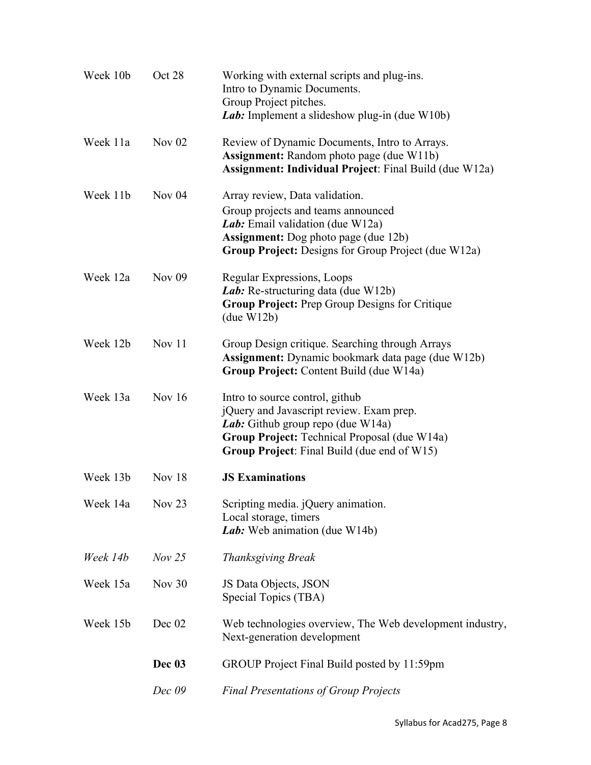| | | |
|---|---|---|
| Week 10b | Oct 28 | Working with external scripts and plug-ins.<br>Intro to Dynamic Documents.<br>Group Project pitches.<br>***Lab:*** Implement a slideshow plug-in (due W10b) |
| Week 11a | Nov 02 | Review of Dynamic Documents, Intro to Arrays.<br>**Assignment:** Random photo page (due W11b)<br>**Assignment: Individual Project**: Final Build (due W12a) |
| Week 11b | Nov 04 | Array review, Data validation.<br>Group projects and teams announced<br>***Lab:*** Email validation (due W12a)<br>**Assignment:** Dog photo page (due 12b)<br>**Group Project:** Designs for Group Project (due W12a) |
| Week 12a | Nov 09 | Regular Expressions, Loops<br>***Lab:*** Re-structuring data (due W12b)<br>**Group Project:** Prep Group Designs for Critique (due W12b) |
| Week 12b | Nov 11 | Group Design critique. Searching through Arrays<br>**Assignment:** Dynamic bookmark data page (due W12b)<br>**Group Project:** Content Build (due W14a) |
| Week 13a | Nov 16 | Intro to source control, github<br>jQuery and Javascript review. Exam prep.<br>***Lab:*** Github group repo (due W14a)<br>**Group Project:** Technical Proposal (due W14a)<br>**Group Project**: Final Build (due end of W15) |
| Week 13b | Nov 18 | **JS Examinations** |
| Week 14a | Nov 23 | Scripting media. jQuery animation.<br>Local storage, timers<br>***Lab:*** Web animation (due W14b) |
| *Week 14b* | *Nov 25* | *Thanksgiving Break* |
| Week 15a | Nov 30 | JS Data Objects, JSON<br>Special Topics (TBA) |
| Week 15b | Dec 02 | Web technologies overview, The Web development industry, Next-generation development |
| | **Dec 03** | GROUP Project Final Build posted by 11:59pm |
| | *Dec 09* | *Final Presentations of Group Projects* |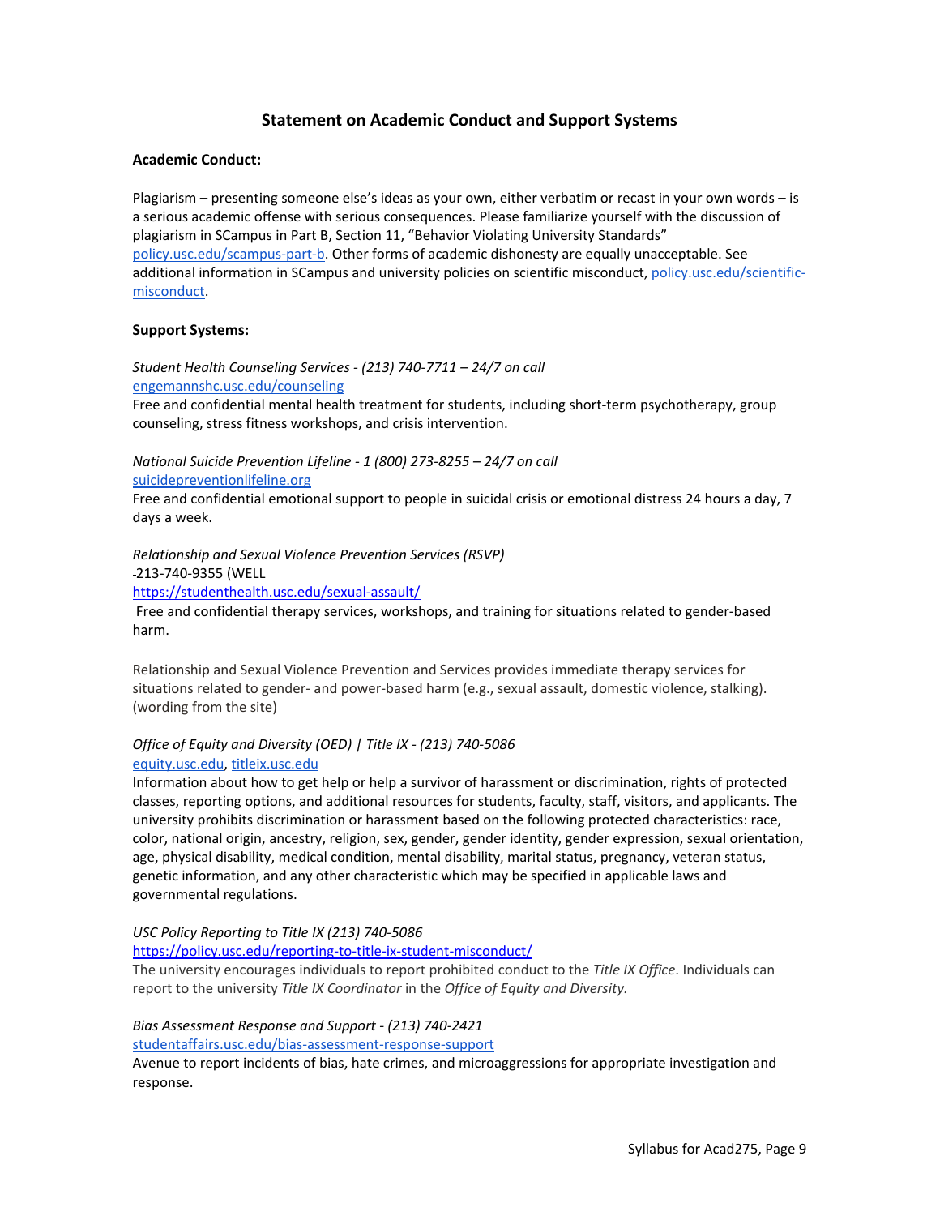## Statement on Academic Conduct and Support Systems

**Academic Conduct:**

Plagiarism – presenting someone else's ideas as your own, either verbatim or recast in your own words – is a serious academic offense with serious consequences. Please familiarize yourself with the discussion of plagiarism in SCampus in Part B, Section 11, "Behavior Violating University Standards" policy.usc.edu/scampus-part-b. Other forms of academic dishonesty are equally unacceptable. See additional information in SCampus and university policies on scientific misconduct, policy.usc.edu/scientific-misconduct.

**Support Systems:**

*Student Health Counseling Services - (213) 740-7711 – 24/7 on call*
engemannshc.usc.edu/counseling
Free and confidential mental health treatment for students, including short-term psychotherapy, group counseling, stress fitness workshops, and crisis intervention.

*National Suicide Prevention Lifeline - 1 (800) 273-8255 – 24/7 on call*
suicidepreventionlifeline.org
Free and confidential emotional support to people in suicidal crisis or emotional distress 24 hours a day, 7 days a week.

*Relationship and Sexual Violence Prevention Services (RSVP)*
-213-740-9355 (WELL
https://studenthealth.usc.edu/sexual-assault/
Free and confidential therapy services, workshops, and training for situations related to gender-based harm.

Relationship and Sexual Violence Prevention and Services provides immediate therapy services for situations related to gender- and power-based harm (e.g., sexual assault, domestic violence, stalking). (wording from the site)

*Office of Equity and Diversity (OED) | Title IX - (213) 740-5086*
equity.usc.edu, titleix.usc.edu
Information about how to get help or help a survivor of harassment or discrimination, rights of protected classes, reporting options, and additional resources for students, faculty, staff, visitors, and applicants. The university prohibits discrimination or harassment based on the following protected characteristics: race, color, national origin, ancestry, religion, sex, gender, gender identity, gender expression, sexual orientation, age, physical disability, medical condition, mental disability, marital status, pregnancy, veteran status, genetic information, and any other characteristic which may be specified in applicable laws and governmental regulations.

*USC Policy Reporting to Title IX (213) 740-5086*
https://policy.usc.edu/reporting-to-title-ix-student-misconduct/
The university encourages individuals to report prohibited conduct to the *Title IX Office*. Individuals can report to the university *Title IX Coordinator* in the *Office of Equity and Diversity.*

*Bias Assessment Response and Support - (213) 740-2421*
studentaffairs.usc.edu/bias-assessment-response-support
Avenue to report incidents of bias, hate crimes, and microaggressions for appropriate investigation and response.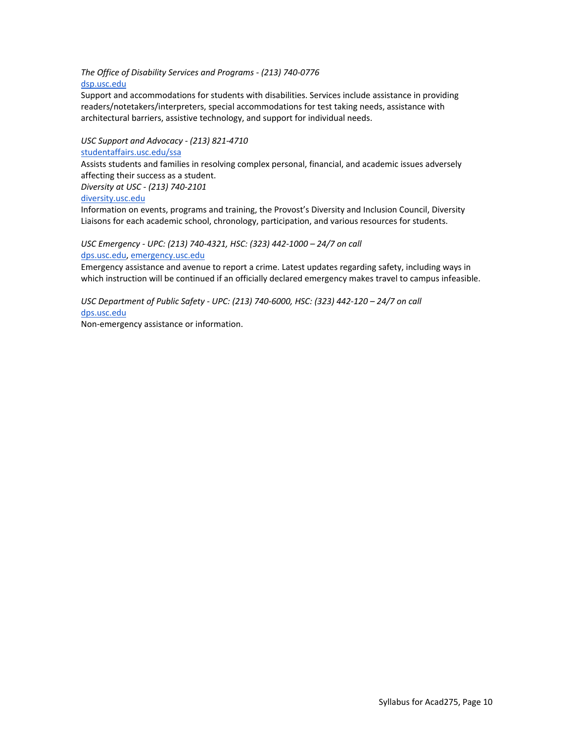*The Office of Disability Services and Programs - (213) 740-0776*
dsp.usc.edu
Support and accommodations for students with disabilities. Services include assistance in providing readers/notetakers/interpreters, special accommodations for test taking needs, assistance with architectural barriers, assistive technology, and support for individual needs.

*USC Support and Advocacy - (213) 821-4710*
studentaffairs.usc.edu/ssa
Assists students and families in resolving complex personal, financial, and academic issues adversely affecting their success as a student.
*Diversity at USC - (213) 740-2101*
diversity.usc.edu
Information on events, programs and training, the Provost's Diversity and Inclusion Council, Diversity Liaisons for each academic school, chronology, participation, and various resources for students.

*USC Emergency - UPC: (213) 740-4321, HSC: (323) 442-1000 – 24/7 on call*
dps.usc.edu, emergency.usc.edu
Emergency assistance and avenue to report a crime. Latest updates regarding safety, including ways in which instruction will be continued if an officially declared emergency makes travel to campus infeasible.

*USC Department of Public Safety - UPC: (213) 740-6000, HSC: (323) 442-120 – 24/7 on call*
dps.usc.edu
Non-emergency assistance or information.